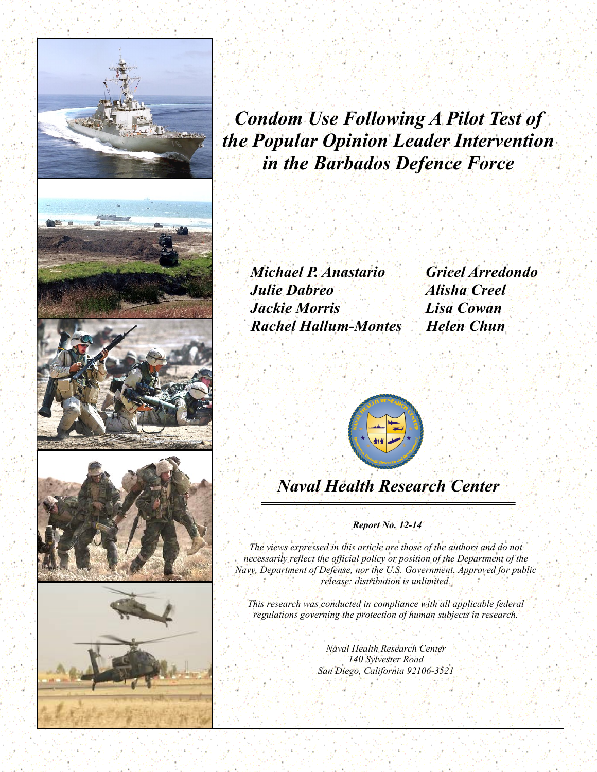# *Condom Use Following A Pilot Test of the Popular Opinion Leader Intervention in the Barbados Defence Force*

***Michael P. Anastario***
***Julie Dabreo***
***Jackie Morris***
***Rachel Hallum-Montes***
***Gricel Arredondo***
***Alisha Creel***
***Lisa Cowan***
***Helen Chun***

## *Naval Health Research Center*

***Report No. 12-14***

*The views expressed in this article are those of the authors and do not necessarily reflect the official policy or position of the Department of the Navy, Department of Defense, nor the U.S. Government. Approved for public release: distribution is unlimited.*

*This research was conducted in compliance with all applicable federal regulations governing the protection of human subjects in research.*

*Naval Health Research Center*
*140 Sylvester Road*
*San Diego, California 92106-3521*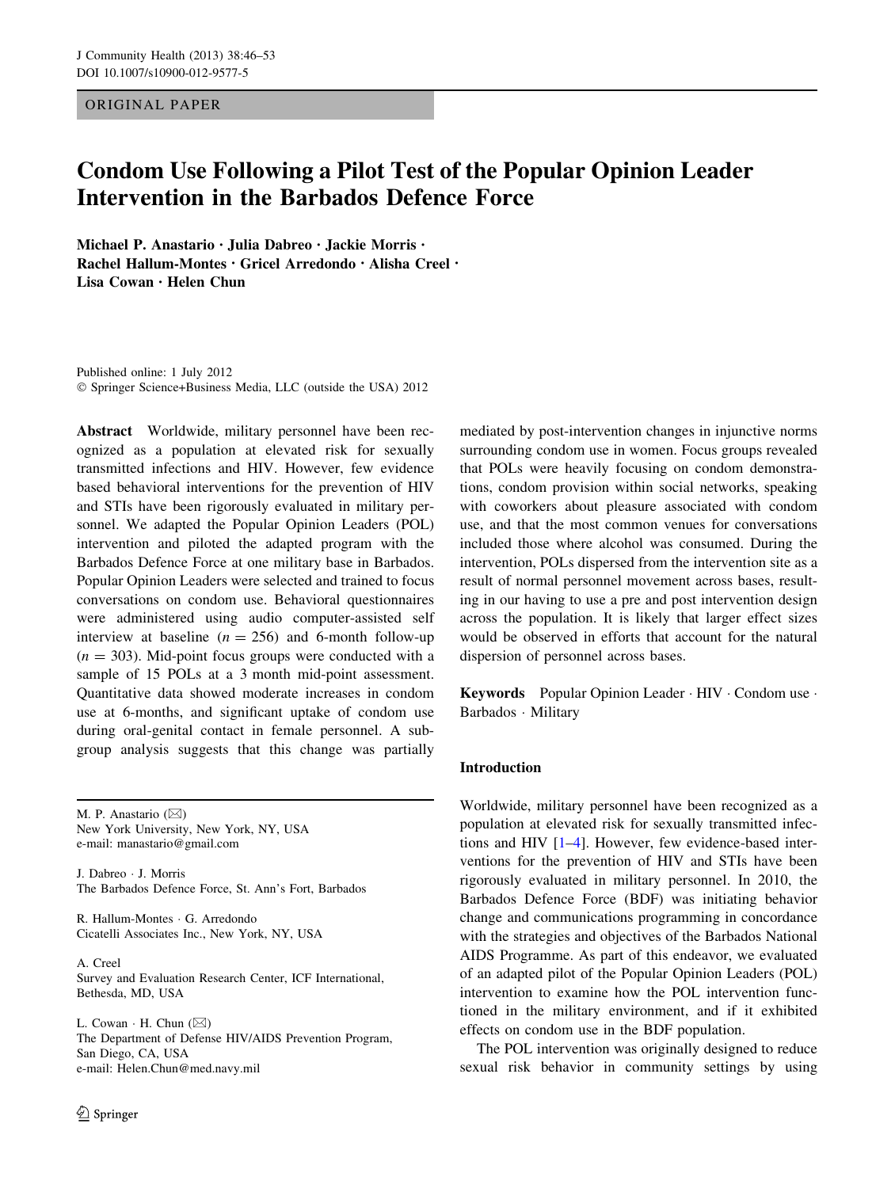# Condom Use Following a Pilot Test of the Popular Opinion Leader Intervention in the Barbados Defence Force

**Michael P. Anastario · Julia Dabreo · Jackie Morris · Rachel Hallum-Montes · Gricel Arredondo · Alisha Creel · Lisa Cowan · Helen Chun**

Published online: 1 July 2012
© Springer Science+Business Media, LLC (outside the USA) 2012

**Abstract** Worldwide, military personnel have been recognized as a population at elevated risk for sexually transmitted infections and HIV. However, few evidence based behavioral interventions for the prevention of HIV and STIs have been rigorously evaluated in military personnel. We adapted the Popular Opinion Leaders (POL) intervention and piloted the adapted program with the Barbados Defence Force at one military base in Barbados. Popular Opinion Leaders were selected and trained to focus conversations on condom use. Behavioral questionnaires were administered using audio computer-assisted self interview at baseline ($n = 256$) and 6-month follow-up ($n = 303$). Mid-point focus groups were conducted with a sample of 15 POLs at a 3 month mid-point assessment. Quantitative data showed moderate increases in condom use at 6-months, and significant uptake of condom use during oral-genital contact in female personnel. A sub-group analysis suggests that this change was partially mediated by post-intervention changes in injunctive norms surrounding condom use in women. Focus groups revealed that POLs were heavily focusing on condom demonstrations, condom provision within social networks, speaking with coworkers about pleasure associated with condom use, and that the most common venues for conversations included those where alcohol was consumed. During the intervention, POLs dispersed from the intervention site as a result of normal personnel movement across bases, resulting in our having to use a pre and post intervention design across the population. It is likely that larger effect sizes would be observed in efforts that account for the natural dispersion of personnel across bases.

**Keywords** Popular Opinion Leader · HIV · Condom use · Barbados · Military

M. P. Anastario (✉)
New York University, New York, NY, USA
e-mail: manastario@gmail.com

J. Dabreo · J. Morris
The Barbados Defence Force, St. Ann's Fort, Barbados

R. Hallum-Montes · G. Arredondo
Cicatelli Associates Inc., New York, NY, USA

A. Creel
Survey and Evaluation Research Center, ICF International, Bethesda, MD, USA

L. Cowan · H. Chun (✉)
The Department of Defense HIV/AIDS Prevention Program, San Diego, CA, USA
e-mail: Helen.Chun@med.navy.mil

## Introduction

Worldwide, military personnel have been recognized as a population at elevated risk for sexually transmitted infections and HIV [1–4]. However, few evidence-based interventions for the prevention of HIV and STIs have been rigorously evaluated in military personnel. In 2010, the Barbados Defence Force (BDF) was initiating behavior change and communications programming in concordance with the strategies and objectives of the Barbados National AIDS Programme. As part of this endeavor, we evaluated of an adapted pilot of the Popular Opinion Leaders (POL) intervention to examine how the POL intervention functioned in the military environment, and if it exhibited effects on condom use in the BDF population.

The POL intervention was originally designed to reduce sexual risk behavior in community settings by using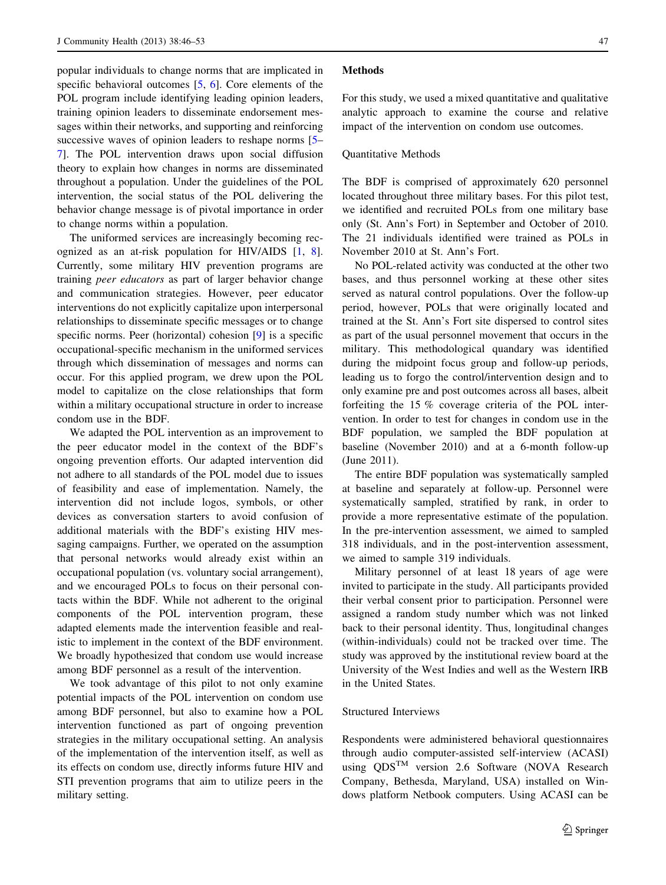popular individuals to change norms that are implicated in specific behavioral outcomes [5, 6]. Core elements of the POL program include identifying leading opinion leaders, training opinion leaders to disseminate endorsement messages within their networks, and supporting and reinforcing successive waves of opinion leaders to reshape norms [5–7]. The POL intervention draws upon social diffusion theory to explain how changes in norms are disseminated throughout a population. Under the guidelines of the POL intervention, the social status of the POL delivering the behavior change message is of pivotal importance in order to change norms within a population.

The uniformed services are increasingly becoming recognized as an at-risk population for HIV/AIDS [1, 8]. Currently, some military HIV prevention programs are training *peer educators* as part of larger behavior change and communication strategies. However, peer educator interventions do not explicitly capitalize upon interpersonal relationships to disseminate specific messages or to change specific norms. Peer (horizontal) cohesion [9] is a specific occupational-specific mechanism in the uniformed services through which dissemination of messages and norms can occur. For this applied program, we drew upon the POL model to capitalize on the close relationships that form within a military occupational structure in order to increase condom use in the BDF.

We adapted the POL intervention as an improvement to the peer educator model in the context of the BDF's ongoing prevention efforts. Our adapted intervention did not adhere to all standards of the POL model due to issues of feasibility and ease of implementation. Namely, the intervention did not include logos, symbols, or other devices as conversation starters to avoid confusion of additional materials with the BDF's existing HIV messaging campaigns. Further, we operated on the assumption that personal networks would already exist within an occupational population (vs. voluntary social arrangement), and we encouraged POLs to focus on their personal contacts within the BDF. While not adherent to the original components of the POL intervention program, these adapted elements made the intervention feasible and realistic to implement in the context of the BDF environment. We broadly hypothesized that condom use would increase among BDF personnel as a result of the intervention.

We took advantage of this pilot to not only examine potential impacts of the POL intervention on condom use among BDF personnel, but also to examine how a POL intervention functioned as part of ongoing prevention strategies in the military occupational setting. An analysis of the implementation of the intervention itself, as well as its effects on condom use, directly informs future HIV and STI prevention programs that aim to utilize peers in the military setting.

## Methods

For this study, we used a mixed quantitative and qualitative analytic approach to examine the course and relative impact of the intervention on condom use outcomes.

### Quantitative Methods

The BDF is comprised of approximately 620 personnel located throughout three military bases. For this pilot test, we identified and recruited POLs from one military base only (St. Ann's Fort) in September and October of 2010. The 21 individuals identified were trained as POLs in November 2010 at St. Ann's Fort.

No POL-related activity was conducted at the other two bases, and thus personnel working at these other sites served as natural control populations. Over the follow-up period, however, POLs that were originally located and trained at the St. Ann's Fort site dispersed to control sites as part of the usual personnel movement that occurs in the military. This methodological quandary was identified during the midpoint focus group and follow-up periods, leading us to forgo the control/intervention design and to only examine pre and post outcomes across all bases, albeit forfeiting the 15 % coverage criteria of the POL intervention. In order to test for changes in condom use in the BDF population, we sampled the BDF population at baseline (November 2010) and at a 6-month follow-up (June 2011).

The entire BDF population was systematically sampled at baseline and separately at follow-up. Personnel were systematically sampled, stratified by rank, in order to provide a more representative estimate of the population. In the pre-intervention assessment, we aimed to sampled 318 individuals, and in the post-intervention assessment, we aimed to sample 319 individuals.

Military personnel of at least 18 years of age were invited to participate in the study. All participants provided their verbal consent prior to participation. Personnel were assigned a random study number which was not linked back to their personal identity. Thus, longitudinal changes (within-individuals) could not be tracked over time. The study was approved by the institutional review board at the University of the West Indies and well as the Western IRB in the United States.

### Structured Interviews

Respondents were administered behavioral questionnaires through audio computer-assisted self-interview (ACASI) using QDS™ version 2.6 Software (NOVA Research Company, Bethesda, Maryland, USA) installed on Windows platform Netbook computers. Using ACASI can be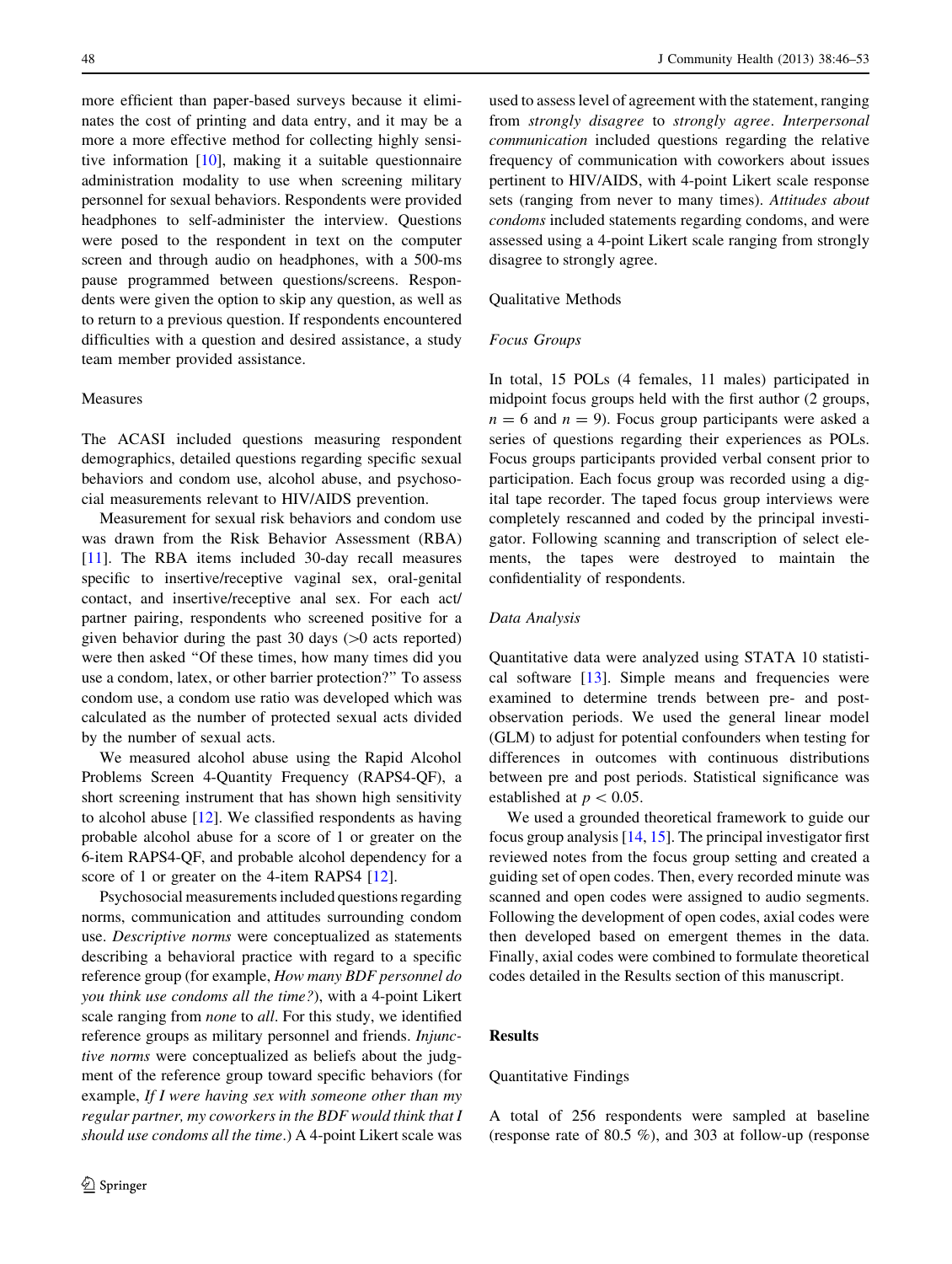more efficient than paper-based surveys because it eliminates the cost of printing and data entry, and it may be a more a more effective method for collecting highly sensitive information [10], making it a suitable questionnaire administration modality to use when screening military personnel for sexual behaviors. Respondents were provided headphones to self-administer the interview. Questions were posed to the respondent in text on the computer screen and through audio on headphones, with a 500-ms pause programmed between questions/screens. Respondents were given the option to skip any question, as well as to return to a previous question. If respondents encountered difficulties with a question and desired assistance, a study team member provided assistance.

### Measures

The ACASI included questions measuring respondent demographics, detailed questions regarding specific sexual behaviors and condom use, alcohol abuse, and psychosocial measurements relevant to HIV/AIDS prevention.

Measurement for sexual risk behaviors and condom use was drawn from the Risk Behavior Assessment (RBA) [11]. The RBA items included 30-day recall measures specific to insertive/receptive vaginal sex, oral-genital contact, and insertive/receptive anal sex. For each act/partner pairing, respondents who screened positive for a given behavior during the past 30 days (>0 acts reported) were then asked "Of these times, how many times did you use a condom, latex, or other barrier protection?" To assess condom use, a condom use ratio was developed which was calculated as the number of protected sexual acts divided by the number of sexual acts.

We measured alcohol abuse using the Rapid Alcohol Problems Screen 4-Quantity Frequency (RAPS4-QF), a short screening instrument that has shown high sensitivity to alcohol abuse [12]. We classified respondents as having probable alcohol abuse for a score of 1 or greater on the 6-item RAPS4-QF, and probable alcohol dependency for a score of 1 or greater on the 4-item RAPS4 [12].

Psychosocial measurements included questions regarding norms, communication and attitudes surrounding condom use. *Descriptive norms* were conceptualized as statements describing a behavioral practice with regard to a specific reference group (for example, *How many BDF personnel do you think use condoms all the time?*), with a 4-point Likert scale ranging from *none* to *all*. For this study, we identified reference groups as military personnel and friends. *Injunctive norms* were conceptualized as beliefs about the judgment of the reference group toward specific behaviors (for example, *If I were having sex with someone other than my regular partner, my coworkers in the BDF would think that I should use condoms all the time*.) A 4-point Likert scale was used to assess level of agreement with the statement, ranging from *strongly disagree* to *strongly agree*. *Interpersonal communication* included questions regarding the relative frequency of communication with coworkers about issues pertinent to HIV/AIDS, with 4-point Likert scale response sets (ranging from never to many times). *Attitudes about condoms* included statements regarding condoms, and were assessed using a 4-point Likert scale ranging from strongly disagree to strongly agree.

### Qualitative Methods

#### *Focus Groups*

In total, 15 POLs (4 females, 11 males) participated in midpoint focus groups held with the first author (2 groups, $n = 6$ and $n = 9$). Focus group participants were asked a series of questions regarding their experiences as POLs. Focus groups participants provided verbal consent prior to participation. Each focus group was recorded using a digital tape recorder. The taped focus group interviews were completely rescanned and coded by the principal investigator. Following scanning and transcription of select elements, the tapes were destroyed to maintain the confidentiality of respondents.

#### *Data Analysis*

Quantitative data were analyzed using STATA 10 statistical software [13]. Simple means and frequencies were examined to determine trends between pre- and post-observation periods. We used the general linear model (GLM) to adjust for potential confounders when testing for differences in outcomes with continuous distributions between pre and post periods. Statistical significance was established at $p < 0.05$.

We used a grounded theoretical framework to guide our focus group analysis [14, 15]. The principal investigator first reviewed notes from the focus group setting and created a guiding set of open codes. Then, every recorded minute was scanned and open codes were assigned to audio segments. Following the development of open codes, axial codes were then developed based on emergent themes in the data. Finally, axial codes were combined to formulate theoretical codes detailed in the Results section of this manuscript.

## Results

### Quantitative Findings

A total of 256 respondents were sampled at baseline (response rate of 80.5 %), and 303 at follow-up (response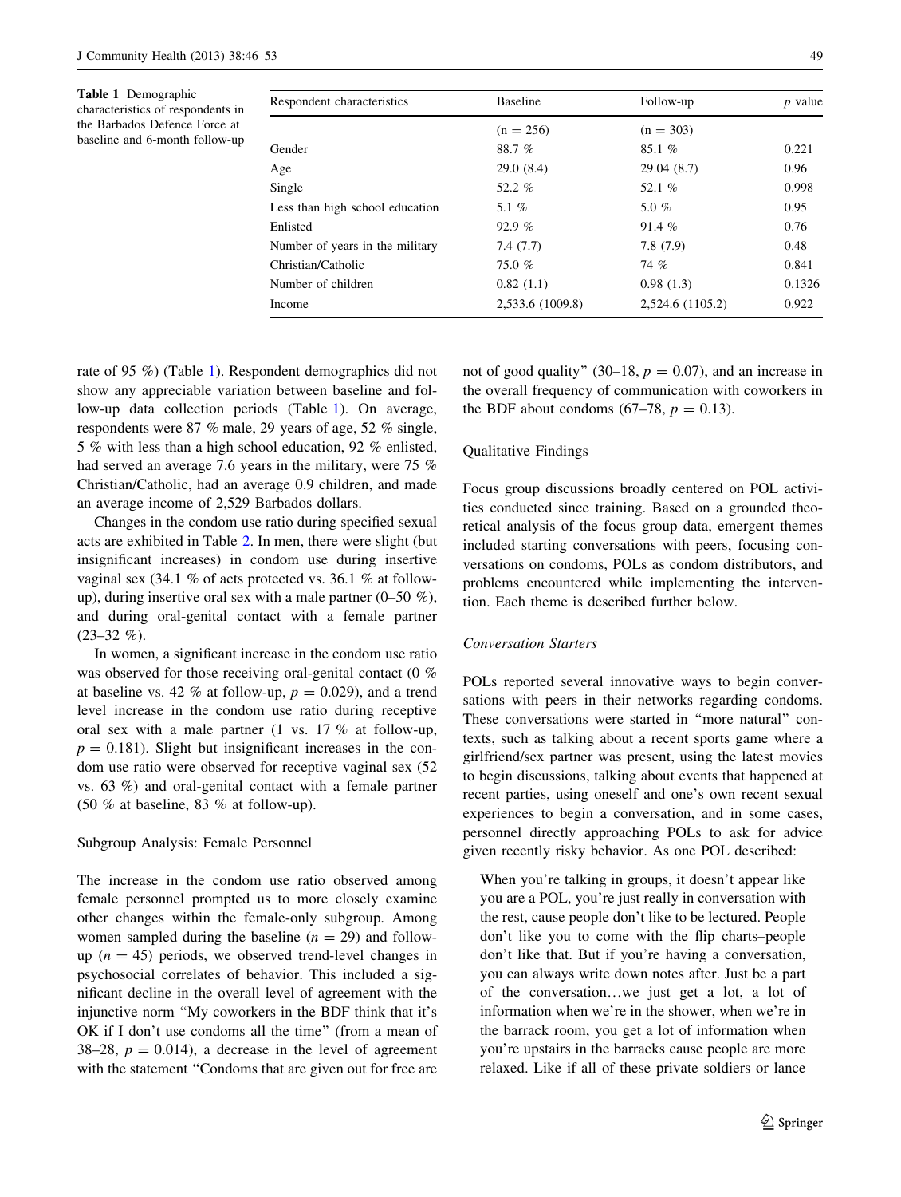**Table 1** Demographic characteristics of respondents in the Barbados Defence Force at baseline and 6-month follow-up

| Respondent characteristics | Baseline | Follow-up | *p* value |
|---|---|---|---|
| | (n = 256) | (n = 303) | |
| Gender | 88.7 % | 85.1 % | 0.221 |
| Age | 29.0 (8.4) | 29.04 (8.7) | 0.96 |
| Single | 52.2 % | 52.1 % | 0.998 |
| Less than high school education | 5.1 % | 5.0 % | 0.95 |
| Enlisted | 92.9 % | 91.4 % | 0.76 |
| Number of years in the military | 7.4 (7.7) | 7.8 (7.9) | 0.48 |
| Christian/Catholic | 75.0 % | 74 % | 0.841 |
| Number of children | 0.82 (1.1) | 0.98 (1.3) | 0.1326 |
| Income | 2,533.6 (1009.8) | 2,524.6 (1105.2) | 0.922 |

rate of 95 %) (Table 1). Respondent demographics did not show any appreciable variation between baseline and follow-up data collection periods (Table 1). On average, respondents were 87 % male, 29 years of age, 52 % single, 5 % with less than a high school education, 92 % enlisted, had served an average 7.6 years in the military, were 75 % Christian/Catholic, had an average 0.9 children, and made an average income of 2,529 Barbados dollars.

Changes in the condom use ratio during specified sexual acts are exhibited in Table 2. In men, there were slight (but insignificant increases) in condom use during insertive vaginal sex (34.1 % of acts protected vs. 36.1 % at follow-up), during insertive oral sex with a male partner (0–50 %), and during oral-genital contact with a female partner (23–32 %).

In women, a significant increase in the condom use ratio was observed for those receiving oral-genital contact (0 % at baseline vs. 42 % at follow-up, $p = 0.029$), and a trend level increase in the condom use ratio during receptive oral sex with a male partner (1 vs. 17 % at follow-up, $p = 0.181$). Slight but insignificant increases in the condom use ratio were observed for receptive vaginal sex (52 vs. 63 %) and oral-genital contact with a female partner (50 % at baseline, 83 % at follow-up).

## Subgroup Analysis: Female Personnel

The increase in the condom use ratio observed among female personnel prompted us to more closely examine other changes within the female-only subgroup. Among women sampled during the baseline ($n = 29$) and follow-up ($n = 45$) periods, we observed trend-level changes in psychosocial correlates of behavior. This included a significant decline in the overall level of agreement with the injunctive norm "My coworkers in the BDF think that it's OK if I don't use condoms all the time" (from a mean of 38–28, $p = 0.014$), a decrease in the level of agreement with the statement "Condoms that are given out for free are not of good quality" (30–18, $p = 0.07$), and an increase in the overall frequency of communication with coworkers in the BDF about condoms (67–78, $p = 0.13$).

## Qualitative Findings

Focus group discussions broadly centered on POL activities conducted since training. Based on a grounded theoretical analysis of the focus group data, emergent themes included starting conversations with peers, focusing conversations on condoms, POLs as condom distributors, and problems encountered while implementing the intervention. Each theme is described further below.

### *Conversation Starters*

POLs reported several innovative ways to begin conversations with peers in their networks regarding condoms. These conversations were started in "more natural" contexts, such as talking about a recent sports game where a girlfriend/sex partner was present, using the latest movies to begin discussions, talking about events that happened at recent parties, using oneself and one's own recent sexual experiences to begin a conversation, and in some cases, personnel directly approaching POLs to ask for advice given recently risky behavior. As one POL described:

> When you're talking in groups, it doesn't appear like you are a POL, you're just really in conversation with the rest, cause people don't like to be lectured. People don't like you to come with the flip charts–people don't like that. But if you're having a conversation, you can always write down notes after. Just be a part of the conversation…we just get a lot, a lot of information when we're in the shower, when we're in the barrack room, you get a lot of information when you're upstairs in the barracks cause people are more relaxed. Like if all of these private soldiers or lance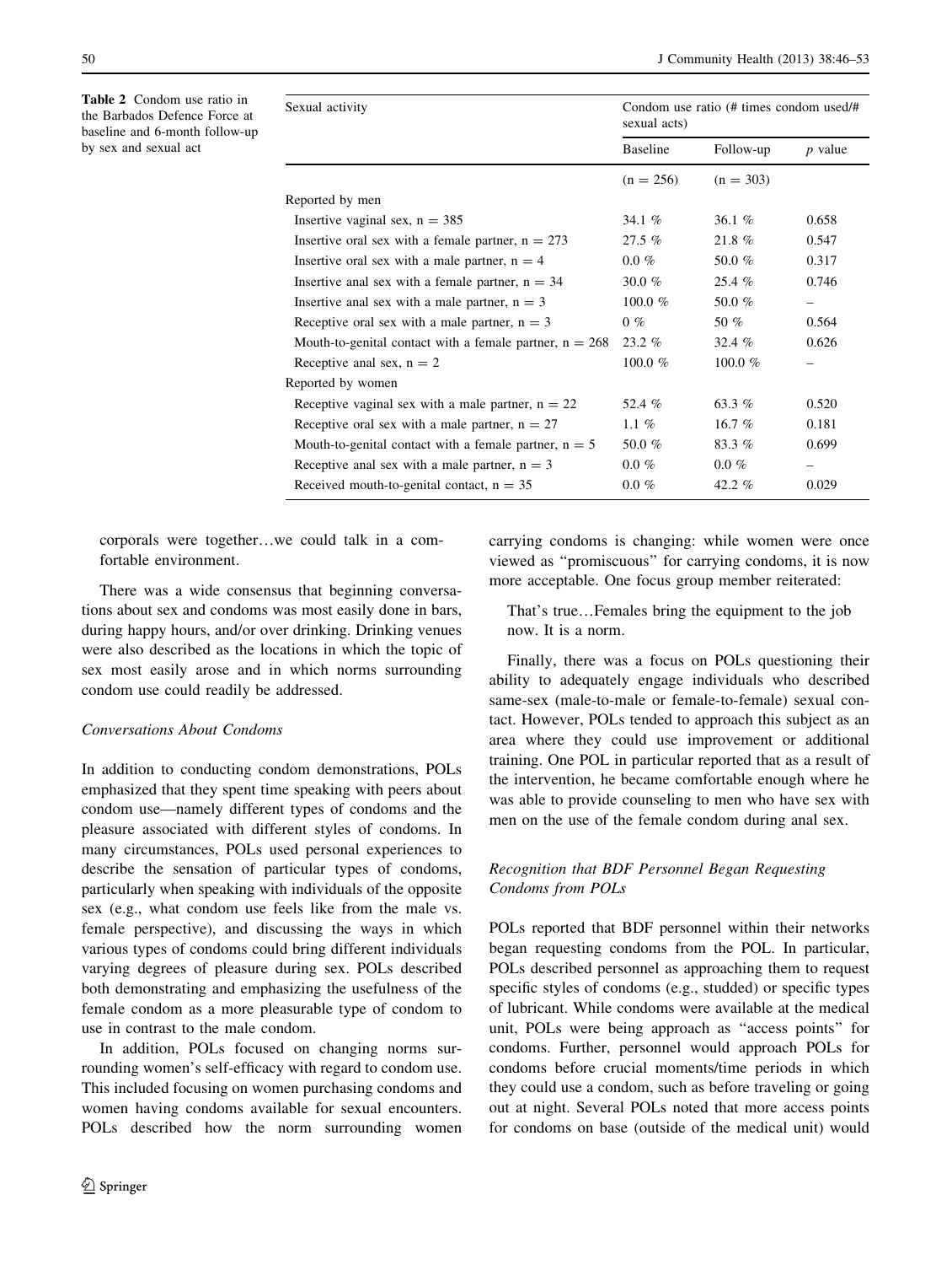**Table 2** Condom use ratio in the Barbados Defence Force at baseline and 6-month follow-up by sex and sexual act

| Sexual activity | Condom use ratio (# times condom used/# sexual acts) | | |
|---|---|---|---|
| | Baseline | Follow-up | *p* value |
| | (n = 256) | (n = 303) | |
| Reported by men | | | |
| Insertive vaginal sex, n = 385 | 34.1 % | 36.1 % | 0.658 |
| Insertive oral sex with a female partner, n = 273 | 27.5 % | 21.8 % | 0.547 |
| Insertive oral sex with a male partner, n = 4 | 0.0 % | 50.0 % | 0.317 |
| Insertive anal sex with a female partner, n = 34 | 30.0 % | 25.4 % | 0.746 |
| Insertive anal sex with a male partner, n = 3 | 100.0 % | 50.0 % | – |
| Receptive oral sex with a male partner, n = 3 | 0 % | 50 % | 0.564 |
| Mouth-to-genital contact with a female partner, n = 268 | 23.2 % | 32.4 % | 0.626 |
| Receptive anal sex, n = 2 | 100.0 % | 100.0 % | – |
| Reported by women | | | |
| Receptive vaginal sex with a male partner, n = 22 | 52.4 % | 63.3 % | 0.520 |
| Receptive oral sex with a male partner, n = 27 | 1.1 % | 16.7 % | 0.181 |
| Mouth-to-genital contact with a female partner, n = 5 | 50.0 % | 83.3 % | 0.699 |
| Receptive anal sex with a male partner, n = 3 | 0.0 % | 0.0 % | – |
| Received mouth-to-genital contact, n = 35 | 0.0 % | 42.2 % | 0.029 |

> corporals were together…we could talk in a comfortable environment.

There was a wide consensus that beginning conversations about sex and condoms was most easily done in bars, during happy hours, and/or over drinking. Drinking venues were also described as the locations in which the topic of sex most easily arose and in which norms surrounding condom use could readily be addressed.

*Conversations About Condoms*

In addition to conducting condom demonstrations, POLs emphasized that they spent time speaking with peers about condom use—namely different types of condoms and the pleasure associated with different styles of condoms. In many circumstances, POLs used personal experiences to describe the sensation of particular types of condoms, particularly when speaking with individuals of the opposite sex (e.g., what condom use feels like from the male vs. female perspective), and discussing the ways in which various types of condoms could bring different individuals varying degrees of pleasure during sex. POLs described both demonstrating and emphasizing the usefulness of the female condom as a more pleasurable type of condom to use in contrast to the male condom.

In addition, POLs focused on changing norms surrounding women's self-efficacy with regard to condom use. This included focusing on women purchasing condoms and women having condoms available for sexual encounters. POLs described how the norm surrounding women carrying condoms is changing: while women were once viewed as "promiscuous" for carrying condoms, it is now more acceptable. One focus group member reiterated:

> That's true…Females bring the equipment to the job now. It is a norm.

Finally, there was a focus on POLs questioning their ability to adequately engage individuals who described same-sex (male-to-male or female-to-female) sexual contact. However, POLs tended to approach this subject as an area where they could use improvement or additional training. One POL in particular reported that as a result of the intervention, he became comfortable enough where he was able to provide counseling to men who have sex with men on the use of the female condom during anal sex.

*Recognition that BDF Personnel Began Requesting Condoms from POLs*

POLs reported that BDF personnel within their networks began requesting condoms from the POL. In particular, POLs described personnel as approaching them to request specific styles of condoms (e.g., studded) or specific types of lubricant. While condoms were available at the medical unit, POLs were being approach as "access points" for condoms. Further, personnel would approach POLs for condoms before crucial moments/time periods in which they could use a condom, such as before traveling or going out at night. Several POLs noted that more access points for condoms on base (outside of the medical unit) would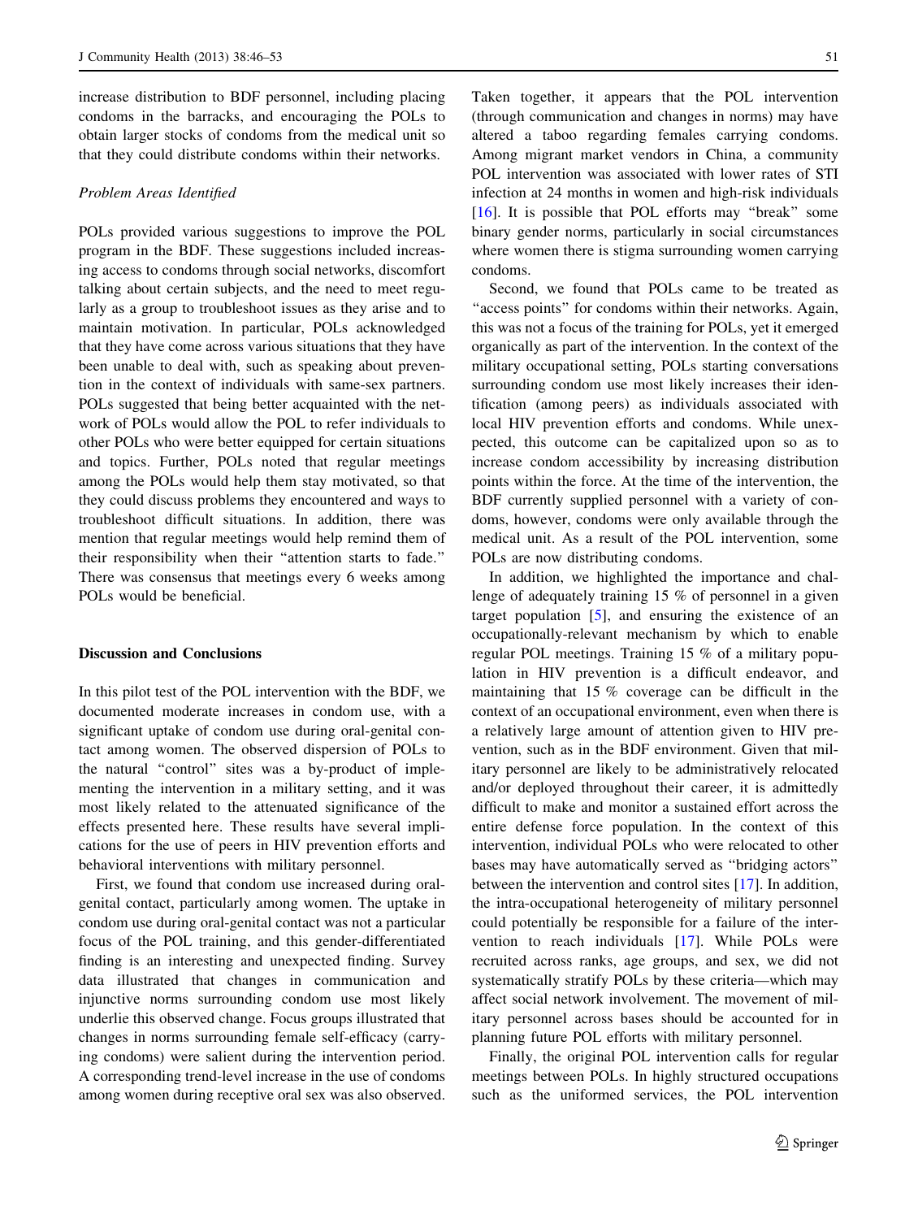increase distribution to BDF personnel, including placing condoms in the barracks, and encouraging the POLs to obtain larger stocks of condoms from the medical unit so that they could distribute condoms within their networks.

*Problem Areas Identified*

POLs provided various suggestions to improve the POL program in the BDF. These suggestions included increasing access to condoms through social networks, discomfort talking about certain subjects, and the need to meet regularly as a group to troubleshoot issues as they arise and to maintain motivation. In particular, POLs acknowledged that they have come across various situations that they have been unable to deal with, such as speaking about prevention in the context of individuals with same-sex partners. POLs suggested that being better acquainted with the network of POLs would allow the POL to refer individuals to other POLs who were better equipped for certain situations and topics. Further, POLs noted that regular meetings among the POLs would help them stay motivated, so that they could discuss problems they encountered and ways to troubleshoot difficult situations. In addition, there was mention that regular meetings would help remind them of their responsibility when their "attention starts to fade." There was consensus that meetings every 6 weeks among POLs would be beneficial.

## Discussion and Conclusions

In this pilot test of the POL intervention with the BDF, we documented moderate increases in condom use, with a significant uptake of condom use during oral-genital contact among women. The observed dispersion of POLs to the natural "control" sites was a by-product of implementing the intervention in a military setting, and it was most likely related to the attenuated significance of the effects presented here. These results have several implications for the use of peers in HIV prevention efforts and behavioral interventions with military personnel.

First, we found that condom use increased during oral-genital contact, particularly among women. The uptake in condom use during oral-genital contact was not a particular focus of the POL training, and this gender-differentiated finding is an interesting and unexpected finding. Survey data illustrated that changes in communication and injunctive norms surrounding condom use most likely underlie this observed change. Focus groups illustrated that changes in norms surrounding female self-efficacy (carrying condoms) were salient during the intervention period. A corresponding trend-level increase in the use of condoms among women during receptive oral sex was also observed. Taken together, it appears that the POL intervention (through communication and changes in norms) may have altered a taboo regarding females carrying condoms. Among migrant market vendors in China, a community POL intervention was associated with lower rates of STI infection at 24 months in women and high-risk individuals [16]. It is possible that POL efforts may "break" some binary gender norms, particularly in social circumstances where women there is stigma surrounding women carrying condoms.

Second, we found that POLs came to be treated as "access points" for condoms within their networks. Again, this was not a focus of the training for POLs, yet it emerged organically as part of the intervention. In the context of the military occupational setting, POLs starting conversations surrounding condom use most likely increases their identification (among peers) as individuals associated with local HIV prevention efforts and condoms. While unexpected, this outcome can be capitalized upon so as to increase condom accessibility by increasing distribution points within the force. At the time of the intervention, the BDF currently supplied personnel with a variety of condoms, however, condoms were only available through the medical unit. As a result of the POL intervention, some POLs are now distributing condoms.

In addition, we highlighted the importance and challenge of adequately training 15 % of personnel in a given target population [5], and ensuring the existence of an occupationally-relevant mechanism by which to enable regular POL meetings. Training 15 % of a military population in HIV prevention is a difficult endeavor, and maintaining that 15 % coverage can be difficult in the context of an occupational environment, even when there is a relatively large amount of attention given to HIV prevention, such as in the BDF environment. Given that military personnel are likely to be administratively relocated and/or deployed throughout their career, it is admittedly difficult to make and monitor a sustained effort across the entire defense force population. In the context of this intervention, individual POLs who were relocated to other bases may have automatically served as "bridging actors" between the intervention and control sites [17]. In addition, the intra-occupational heterogeneity of military personnel could potentially be responsible for a failure of the intervention to reach individuals [17]. While POLs were recruited across ranks, age groups, and sex, we did not systematically stratify POLs by these criteria—which may affect social network involvement. The movement of military personnel across bases should be accounted for in planning future POL efforts with military personnel.

Finally, the original POL intervention calls for regular meetings between POLs. In highly structured occupations such as the uniformed services, the POL intervention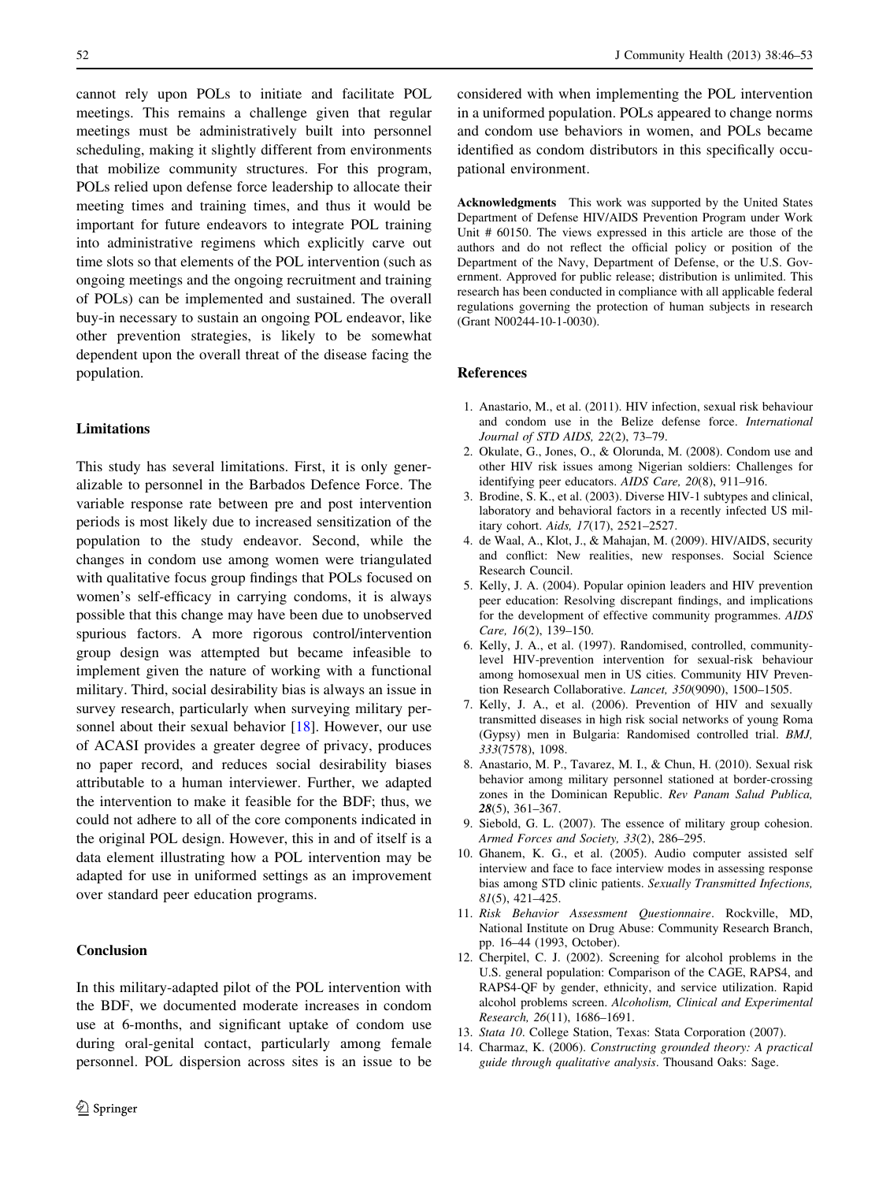cannot rely upon POLs to initiate and facilitate POL meetings. This remains a challenge given that regular meetings must be administratively built into personnel scheduling, making it slightly different from environments that mobilize community structures. For this program, POLs relied upon defense force leadership to allocate their meeting times and training times, and thus it would be important for future endeavors to integrate POL training into administrative regimens which explicitly carve out time slots so that elements of the POL intervention (such as ongoing meetings and the ongoing recruitment and training of POLs) can be implemented and sustained. The overall buy-in necessary to sustain an ongoing POL endeavor, like other prevention strategies, is likely to be somewhat dependent upon the overall threat of the disease facing the population.

## Limitations

This study has several limitations. First, it is only generalizable to personnel in the Barbados Defence Force. The variable response rate between pre and post intervention periods is most likely due to increased sensitization of the population to the study endeavor. Second, while the changes in condom use among women were triangulated with qualitative focus group findings that POLs focused on women's self-efficacy in carrying condoms, it is always possible that this change may have been due to unobserved spurious factors. A more rigorous control/intervention group design was attempted but became infeasible to implement given the nature of working with a functional military. Third, social desirability bias is always an issue in survey research, particularly when surveying military personnel about their sexual behavior [18]. However, our use of ACASI provides a greater degree of privacy, produces no paper record, and reduces social desirability biases attributable to a human interviewer. Further, we adapted the intervention to make it feasible for the BDF; thus, we could not adhere to all of the core components indicated in the original POL design. However, this in and of itself is a data element illustrating how a POL intervention may be adapted for use in uniformed settings as an improvement over standard peer education programs.

## Conclusion

In this military-adapted pilot of the POL intervention with the BDF, we documented moderate increases in condom use at 6-months, and significant uptake of condom use during oral-genital contact, particularly among female personnel. POL dispersion across sites is an issue to be considered with when implementing the POL intervention in a uniformed population. POLs appeared to change norms and condom use behaviors in women, and POLs became identified as condom distributors in this specifically occupational environment.

**Acknowledgments** This work was supported by the United States Department of Defense HIV/AIDS Prevention Program under Work Unit # 60150. The views expressed in this article are those of the authors and do not reflect the official policy or position of the Department of the Navy, Department of Defense, or the U.S. Government. Approved for public release; distribution is unlimited. This research has been conducted in compliance with all applicable federal regulations governing the protection of human subjects in research (Grant N00244-10-1-0030).

## References

1. Anastario, M., et al. (2011). HIV infection, sexual risk behaviour and condom use in the Belize defense force. *International Journal of STD AIDS, 22*(2), 73–79.
2. Okulate, G., Jones, O., & Olorunda, M. (2008). Condom use and other HIV risk issues among Nigerian soldiers: Challenges for identifying peer educators. *AIDS Care, 20*(8), 911–916.
3. Brodine, S. K., et al. (2003). Diverse HIV-1 subtypes and clinical, laboratory and behavioral factors in a recently infected US military cohort. *Aids, 17*(17), 2521–2527.
4. de Waal, A., Klot, J., & Mahajan, M. (2009). HIV/AIDS, security and conflict: New realities, new responses. Social Science Research Council.
5. Kelly, J. A. (2004). Popular opinion leaders and HIV prevention peer education: Resolving discrepant findings, and implications for the development of effective community programmes. *AIDS Care, 16*(2), 139–150.
6. Kelly, J. A., et al. (1997). Randomised, controlled, community-level HIV-prevention intervention for sexual-risk behaviour among homosexual men in US cities. Community HIV Prevention Research Collaborative. *Lancet, 350*(9090), 1500–1505.
7. Kelly, J. A., et al. (2006). Prevention of HIV and sexually transmitted diseases in high risk social networks of young Roma (Gypsy) men in Bulgaria: Randomised controlled trial. *BMJ, 333*(7578), 1098.
8. Anastario, M. P., Tavarez, M. I., & Chun, H. (2010). Sexual risk behavior among military personnel stationed at border-crossing zones in the Dominican Republic. *Rev Panam Salud Publica, **28***(5), 361–367.
9. Siebold, G. L. (2007). The essence of military group cohesion. *Armed Forces and Society, 33*(2), 286–295.
10. Ghanem, K. G., et al. (2005). Audio computer assisted self interview and face to face interview modes in assessing response bias among STD clinic patients. *Sexually Transmitted Infections, 81*(5), 421–425.
11. *Risk Behavior Assessment Questionnaire*. Rockville, MD, National Institute on Drug Abuse: Community Research Branch, pp. 16–44 (1993, October).
12. Cherpitel, C. J. (2002). Screening for alcohol problems in the U.S. general population: Comparison of the CAGE, RAPS4, and RAPS4-QF by gender, ethnicity, and service utilization. Rapid alcohol problems screen. *Alcoholism, Clinical and Experimental Research, 26*(11), 1686–1691.
13. *Stata 10*. College Station, Texas: Stata Corporation (2007).
14. Charmaz, K. (2006). *Constructing grounded theory: A practical guide through qualitative analysis*. Thousand Oaks: Sage.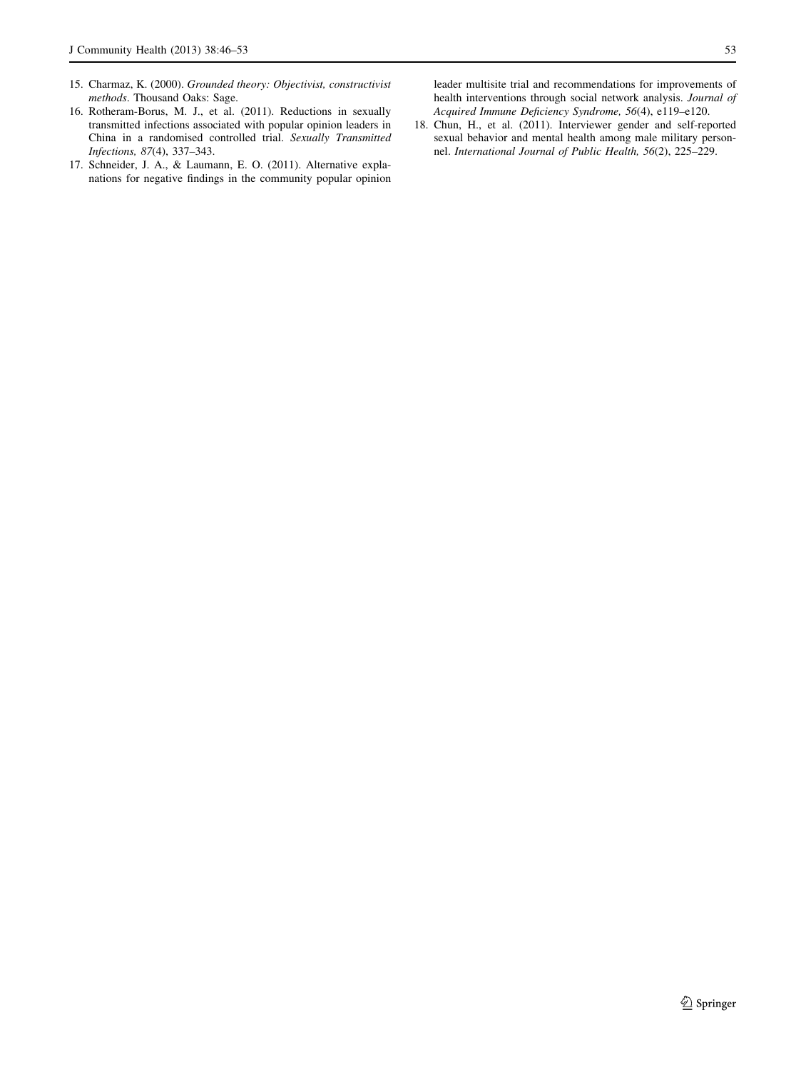15. Charmaz, K. (2000). *Grounded theory: Objectivist, constructivist methods*. Thousand Oaks: Sage.
16. Rotheram-Borus, M. J., et al. (2011). Reductions in sexually transmitted infections associated with popular opinion leaders in China in a randomised controlled trial. *Sexually Transmitted Infections, 87*(4), 337–343.
17. Schneider, J. A., & Laumann, E. O. (2011). Alternative explanations for negative findings in the community popular opinion leader multisite trial and recommendations for improvements of health interventions through social network analysis. *Journal of Acquired Immune Deficiency Syndrome, 56*(4), e119–e120.
18. Chun, H., et al. (2011). Interviewer gender and self-reported sexual behavior and mental health among male military personnel. *International Journal of Public Health, 56*(2), 225–229.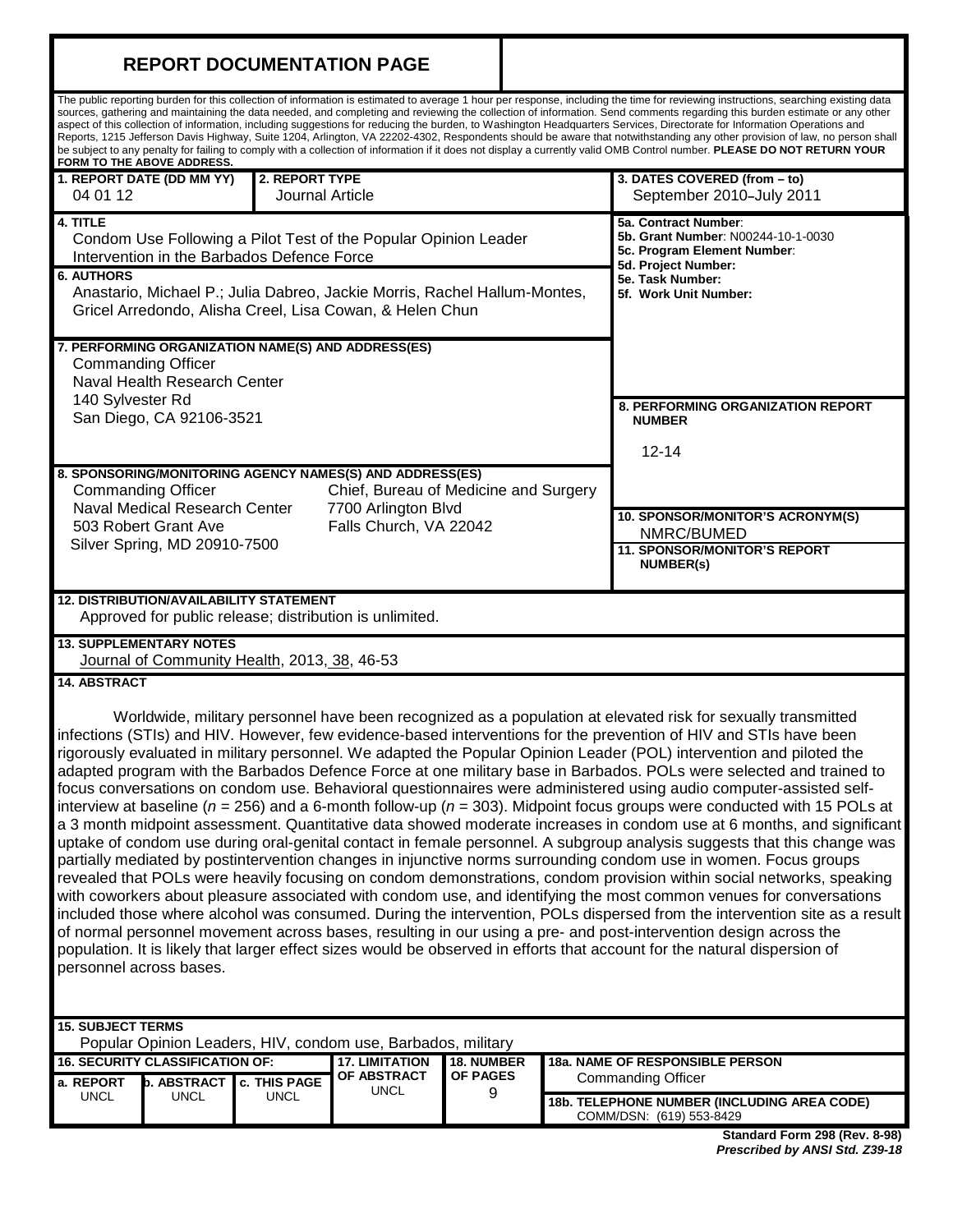# REPORT DOCUMENTATION PAGE

The public reporting burden for this collection of information is estimated to average 1 hour per response, including the time for reviewing instructions, searching existing data sources, gathering and maintaining the data needed, and completing and reviewing the collection of information. Send comments regarding this burden estimate or any other aspect of this collection of information, including suggestions for reducing the burden, to Washington Headquarters Services, Directorate for Information Operations and Reports, 1215 Jefferson Davis Highway, Suite 1204, Arlington, VA 22202-4302, Respondents should be aware that notwithstanding any other provision of law, no person shall be subject to any penalty for failing to comply with a collection of information if it does not display a currently valid OMB Control number. **PLEASE DO NOT RETURN YOUR FORM TO THE ABOVE ADDRESS.**

| | | |
|---|---|---|
| **1. REPORT DATE (DD MM YY)** 04 01 12 | **2. REPORT TYPE** Journal Article | **3. DATES COVERED (from – to)** September 2010–July 2011 |

**4. TITLE**
Condom Use Following a Pilot Test of the Popular Opinion Leader Intervention in the Barbados Defence Force

**5a. Contract Number:**
**5b. Grant Number:** N00244-10-1-0030
**5c. Program Element Number:**
**5d. Project Number:**
**5e. Task Number:**
**5f. Work Unit Number:**

**6. AUTHORS**
Anastario, Michael P.; Julia Dabreo, Jackie Morris, Rachel Hallum-Montes, Gricel Arredondo, Alisha Creel, Lisa Cowan, & Helen Chun

**7. PERFORMING ORGANIZATION NAME(S) AND ADDRESS(ES)**
Commanding Officer
Naval Health Research Center
140 Sylvester Rd
San Diego, CA 92106-3521

**8. PERFORMING ORGANIZATION REPORT NUMBER**
12-14

**8. SPONSORING/MONITORING AGENCY NAMES(S) AND ADDRESS(ES)**
Commanding Officer
Naval Medical Research Center
503 Robert Grant Ave
Silver Spring, MD 20910-7500

Chief, Bureau of Medicine and Surgery
7700 Arlington Blvd
Falls Church, VA 22042

**10. SPONSOR/MONITOR'S ACRONYM(S)**
NMRC/BUMED

**11. SPONSOR/MONITOR'S REPORT NUMBER(s)**

**12. DISTRIBUTION/AVAILABILITY STATEMENT**
Approved for public release; distribution is unlimited.

**13. SUPPLEMENTARY NOTES**
Journal of Community Health, 2013, 38, 46-53

**14. ABSTRACT**

Worldwide, military personnel have been recognized as a population at elevated risk for sexually transmitted infections (STIs) and HIV. However, few evidence-based interventions for the prevention of HIV and STIs have been rigorously evaluated in military personnel. We adapted the Popular Opinion Leader (POL) intervention and piloted the adapted program with the Barbados Defence Force at one military base in Barbados. POLs were selected and trained to focus conversations on condom use. Behavioral questionnaires were administered using audio computer-assisted self-interview at baseline ($n$ = 256) and a 6-month follow-up ($n$ = 303). Midpoint focus groups were conducted with 15 POLs at a 3 month midpoint assessment. Quantitative data showed moderate increases in condom use at 6 months, and significant uptake of condom use during oral-genital contact in female personnel. A subgroup analysis suggests that this change was partially mediated by postintervention changes in injunctive norms surrounding condom use in women. Focus groups revealed that POLs were heavily focusing on condom demonstrations, condom provision within social networks, speaking with coworkers about pleasure associated with condom use, and identifying the most common venues for conversations included those where alcohol was consumed. During the intervention, POLs dispersed from the intervention site as a result of normal personnel movement across bases, resulting in our using a pre- and post-intervention design across the population. It is likely that larger effect sizes would be observed in efforts that account for the natural dispersion of personnel across bases.

**15. SUBJECT TERMS**
Popular Opinion Leaders, HIV, condom use, Barbados, military

| **16. SECURITY CLASSIFICATION OF:** | | | **17. LIMITATION OF ABSTRACT** | **18. NUMBER OF PAGES** | **18a. NAME OF RESPONSIBLE PERSON** |
|---|---|---|---|---|---|
| **a. REPORT** | **b. ABSTRACT** | **c. THIS PAGE** | | | Commanding Officer |
| UNCL | UNCL | UNCL | UNCL | 9 | **18b. TELEPHONE NUMBER (INCLUDING AREA CODE)** COMM/DSN: (619) 553-8429 |

**Standard Form 298 (Rev. 8-98)**
***Prescribed by ANSI Std. Z39-18***